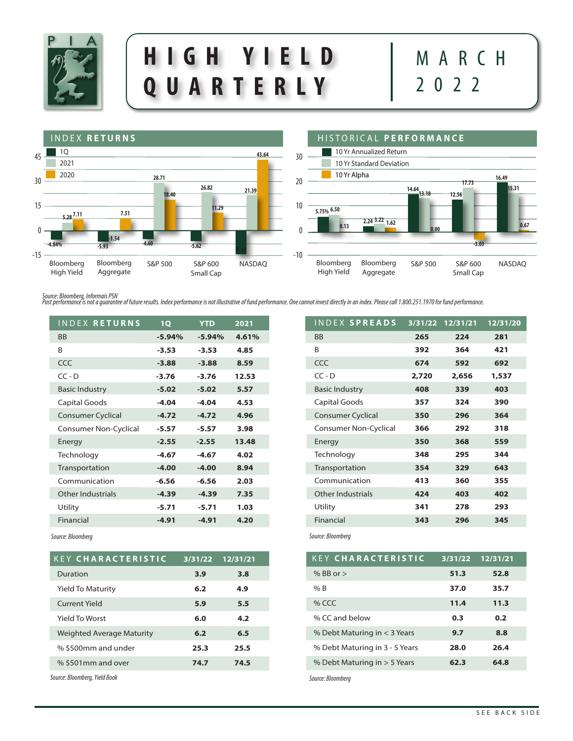P I A

# HIGH YIELD QUARTERLY

MARCH 2022

## INDEX RETURNS

1Q
2021
2020

45
30
15
0
-15

-4.84% 5.28 7.11
-5.93 -1.54 7.51
-4.60 28.71 18.40
-5.62 26.82 11.29
21.39 43.64

Bloomberg High Yield
Bloomberg Aggregate
S&P 500
S&P 600 Small Cap
NASDAQ

## HISTORICAL PERFORMANCE

10 Yr Annualized Return
10 Yr Standard Deviation
10 Yr Alpha

30
20
10
0
-10

5.75% 6.50 0.13
2.24 3.22 1.62
14.64 13.18 0.00
12.56 17.73 -3.03
16.49 15.31 0.67

Bloomberg High Yield
Bloomberg Aggregate
S&P 500
S&P 600 Small Cap
NASDAQ

*Source: Bloomberg, Informais PSN*
*Past performance is not a guarantee of future results. Index performance is not illustrative of fund performance. One cannot invest directly in an index. Please call 1.800.251.1970 for fund performance.*

| INDEX RETURNS | 1Q | YTD | 2021 |
|---|---|---|---|
| BB | -5.94% | -5.94% | 4.61% |
| B | -3.53 | -3.53 | 4.85 |
| CCC | -3.88 | -3.88 | 8.59 |
| CC - D | -3.76 | -3.76 | 12.53 |
| Basic Industry | -5.02 | -5.02 | 5.57 |
| Capital Goods | -4.04 | -4.04 | 4.53 |
| Consumer Cyclical | -4.72 | -4.72 | 4.96 |
| Consumer Non-Cyclical | -5.57 | -5.57 | 3.98 |
| Energy | -2.55 | -2.55 | 13.48 |
| Technology | -4.67 | -4.67 | 4.02 |
| Transportation | -4.00 | -4.00 | 8.94 |
| Communication | -6.56 | -6.56 | 2.03 |
| Other Industrials | -4.39 | -4.39 | 7.35 |
| Utility | -5.71 | -5.71 | 1.03 |
| Financial | -4.91 | -4.91 | 4.20 |

*Source: Bloomberg*

| INDEX SPREADS | 3/31/22 | 12/31/21 | 12/31/20 |
|---|---|---|---|
| BB | 265 | 224 | 281 |
| B | 392 | 364 | 421 |
| CCC | 674 | 592 | 692 |
| CC - D | 2,720 | 2,656 | 1,537 |
| Basic Industry | 408 | 339 | 403 |
| Capital Goods | 357 | 324 | 390 |
| Consumer Cyclical | 350 | 296 | 364 |
| Consumer Non-Cyclical | 366 | 292 | 318 |
| Energy | 350 | 368 | 559 |
| Technology | 348 | 295 | 344 |
| Transportation | 354 | 329 | 643 |
| Communication | 413 | 360 | 355 |
| Other Industrials | 424 | 403 | 402 |
| Utility | 341 | 278 | 293 |
| Financial | 343 | 296 | 345 |

*Source: Bloomberg*

| KEY CHARACTERISTIC | 3/31/22 | 12/31/21 |
|---|---|---|
| Duration | 3.9 | 3.8 |
| Yield To Maturity | 6.2 | 4.9 |
| Current Yield | 5.9 | 5.5 |
| Yield To Worst | 6.0 | 4.2 |
| Weighted Average Maturity | 6.2 | 6.5 |
| % $500mm and under | 25.3 | 25.5 |
| % $501mm and over | 74.7 | 74.5 |

*Source: Bloomberg, Yield Book*

| KEY CHARACTERISTIC | 3/31/22 | 12/31/21 |
|---|---|---|
| % BB or > | 51.3 | 52.8 |
| % B | 37.0 | 35.7 |
| % CCC | 11.4 | 11.3 |
| % CC and below | 0.3 | 0.2 |
| % Debt Maturing in < 3 Years | 9.7 | 8.8 |
| % Debt Maturing in 3 - 5 Years | 28.0 | 26.4 |
| % Debt Maturing in > 5 Years | 62.3 | 64.8 |

*Source: Bloomberg*

SEE BACK SIDE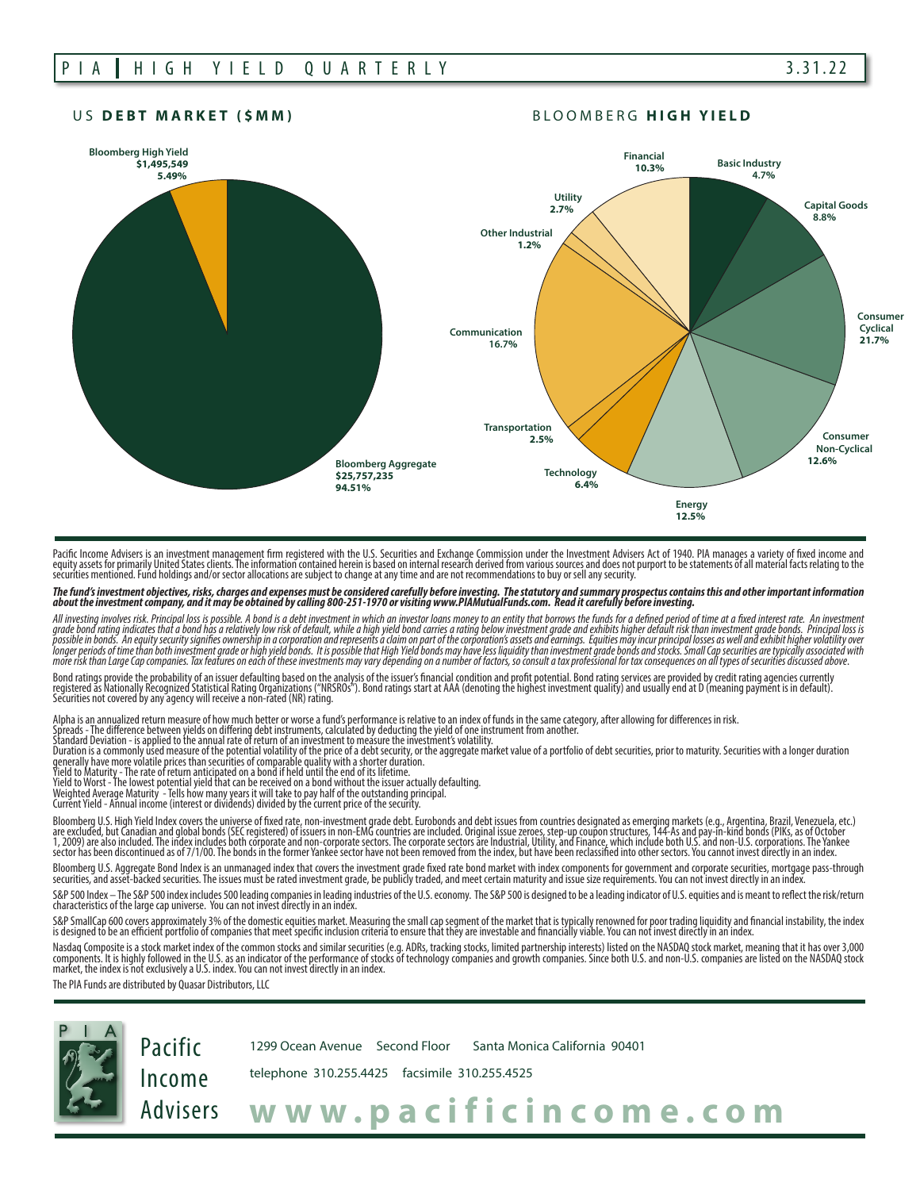## US DEBT MARKET ($MM)

Bloomberg High Yield
$1,495,549
5.49%

Bloomberg Aggregate
$25,757,235
94.51%

## BLOOMBERG HIGH YIELD

Basic Industry
4.7%

Capital Goods
8.8%

Consumer Cyclical
21.7%

Consumer Non-Cyclical
12.6%

Energy
12.5%

Technology
6.4%

Transportation
2.5%

Communication
16.7%

Other Industrial
1.2%

Utility
2.7%

Financial
10.3%

Pacific Income Advisers is an investment management firm registered with the U.S. Securities and Exchange Commission under the Investment Advisers Act of 1940. PIA manages a variety of fixed income and equity assets for primarily United States clients. The information contained herein is based on internal research derived from various sources and does not purport to be statements of all material facts relating to the securities mentioned. Fund holdings and/or sector allocations are subject to change at any time and are not recommendations to buy or sell any security.

***The fund's investment objectives, risks, charges and expenses must be considered carefully before investing. The statutory and summary prospectus contains this and other important information about the investment company, and it may be obtained by calling 800-251-1970 or visiting www.PIAMutualFunds.com. Read it carefully before investing.***

*All investing involves risk. Principal loss is possible. A bond is a debt investment in which an investor loans money to an entity that borrows the funds for a defined period of time at a fixed interest rate. An investment grade bond rating indicates that a bond has a relatively low risk of default, while a high yield bond carries a rating below investment grade and exhibits higher default risk than investment grade bonds. Principal loss is possible in bonds. An equity security signifies ownership in a corporation and represents a claim on part of the corporation's assets and earnings. Equities may incur principal losses as well and exhibit higher volatility over longer periods of time than both investment grade or high yield bonds. It is possible that High Yield bonds may have less liquidity than investment grade bonds and stocks. Small Cap securities are typically associated with more risk than Large Cap companies. Tax features on each of these investments may vary depending on a number of factors, so consult a tax professional for tax consequences on all types of securities discussed above.*

Bond ratings provide the probability of an issuer defaulting based on the analysis of the issuer's financial condition and profit potential. Bond rating services are provided by credit rating agencies currently registered as Nationally Recognized Statistical Rating Organizations ("NRSROs"). Bond ratings start at AAA (denoting the highest investment quality) and usually end at D (meaning payment is in default). Securities not covered by any agency will receive a non-rated (NR) rating.

Alpha is an annualized return measure of how much better or worse a fund's performance is relative to an index of funds in the same category, after allowing for differences in risk.
Spreads - The difference between yields on differing debt instruments, calculated by deducting the yield of one instrument from another.
Standard Deviation - is applied to the annual rate of return of an investment to measure the investment's volatility.
Duration is a commonly used measure of the potential volatility of the price of a debt security, or the aggregate market value of a portfolio of debt securities, prior to maturity. Securities with a longer duration generally have more volatile prices than securities of comparable quality with a shorter duration.
Yield to Maturity - The rate of return anticipated on a bond if held until the end of its lifetime.
Yield to Worst - The lowest potential yield that can be received on a bond without the issuer actually defaulting.
Weighted Average Maturity - Tells how many years it will take to pay half of the outstanding principal.
Current Yield - Annual income (interest or dividends) divided by the current price of the security.

Bloomberg U.S. High Yield Index covers the universe of fixed rate, non-investment grade debt. Eurobonds and debt issues from countries designated as emerging markets (e.g., Argentina, Brazil, Venezuela, etc.) are excluded, but Canadian and global bonds (SEC registered) of issuers in non-EMG countries are included. Original issue zeroes, step-up coupon structures, 144-As and pay-in-kind bonds (PIKs, as of October 1, 2009) are also included. The index includes both corporate and non-corporate sectors. The corporate sectors are Industrial, Utility, and Finance, which include both U.S. and non-U.S. corporations. The Yankee sector has been discontinued as of 7/1/00. The bonds in the former Yankee sector have not been removed from the index, but have been reclassified into other sectors. You cannot invest directly in an index.

Bloomberg U.S. Aggregate Bond Index is an unmanaged index that covers the investment grade fixed rate bond market with index components for government and corporate securities, mortgage pass-through securities, and asset-backed securities. The issues must be rated investment grade, be publicly traded, and meet certain maturity and issue size requirements. You can not invest directly in an index.

S&P 500 Index – The S&P 500 index includes 500 leading companies in leading industries of the U.S. economy. The S&P 500 is designed to be a leading indicator of U.S. equities and is meant to reflect the risk/return characteristics of the large cap universe. You can not invest directly in an index.

S&P SmallCap 600 covers approximately 3% of the domestic equities market. Measuring the small cap segment of the market that is typically renowned for poor trading liquidity and financial instability, the index is designed to be an efficient portfolio of companies that meet specific inclusion criteria to ensure that they are investable and financially viable. You can not invest directly in an index.

Nasdaq Composite is a stock market index of the common stocks and similar securities (e.g. ADRs, tracking stocks, limited partnership interests) listed on the NASDAQ stock market, meaning that it has over 3,000 components. It is highly followed in the U.S. as an indicator of the performance of stocks of technology companies and growth companies. Since both U.S. and non-U.S. companies are listed on the NASDAQ stock market, the index is not exclusively a U.S. index. You can not invest directly in an index.

The PIA Funds are distributed by Quasar Distributors, LLC

Pacific Income Advisers

1299 Ocean Avenue Second Floor Santa Monica California 90401

telephone 310.255.4425 facsimile 310.255.4525

**www.pacificincome.com**